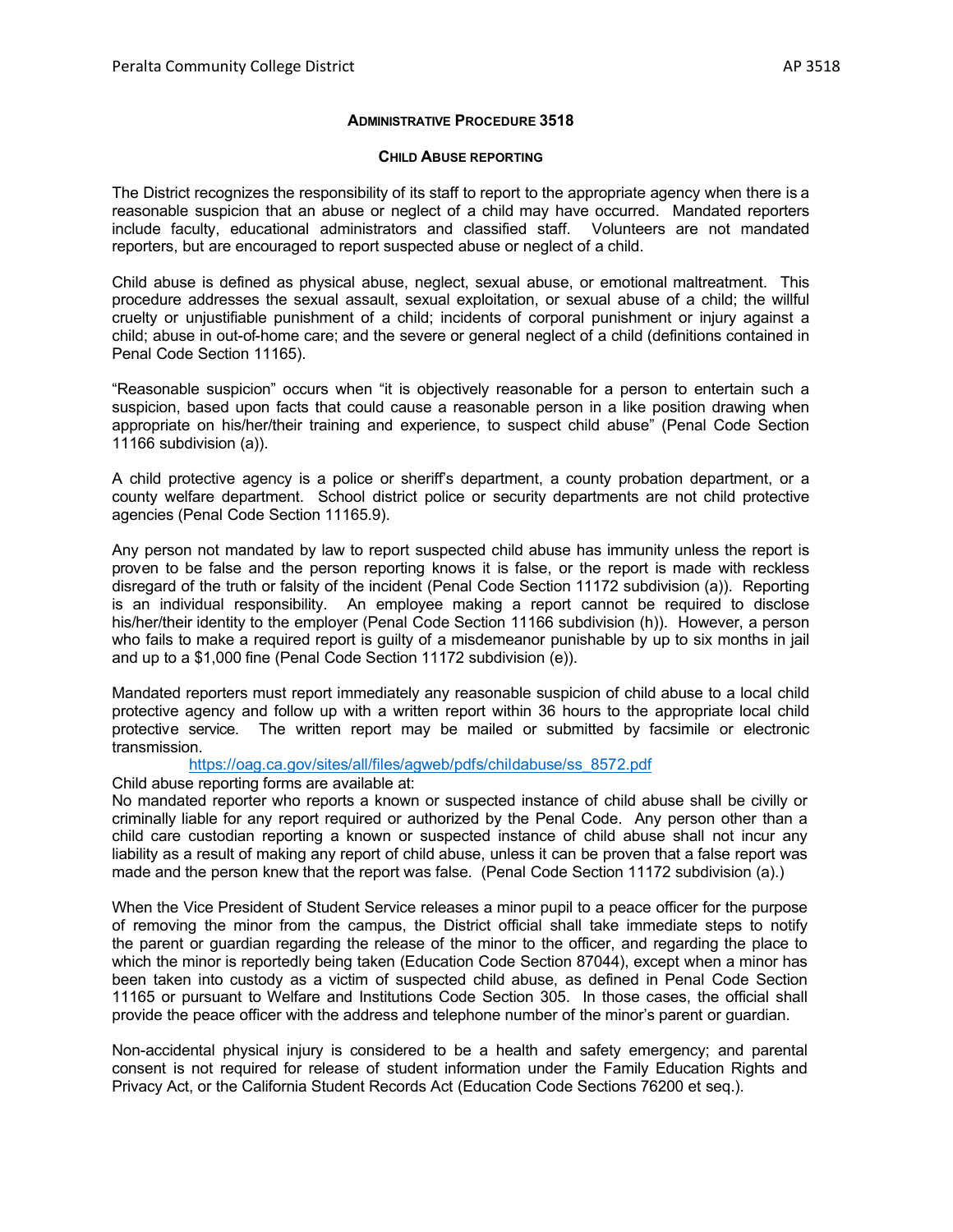# ADMINISTRATIVE PROCEDURE 3518

## CHILD ABUSE REPORTING

The District recognizes the responsibility of its staff to report to the appropriate agency when there is a reasonable suspicion that an abuse or neglect of a child may have occurred. Mandated reporters include faculty, educational administrators and classified staff. Volunteers are not mandated reporters, but are encouraged to report suspected abuse or neglect of a child.

Child abuse is defined as physical abuse, neglect, sexual abuse, or emotional maltreatment. This procedure addresses the sexual assault, sexual exploitation, or sexual abuse of a child; the willful cruelty or unjustifiable punishment of a child; incidents of corporal punishment or injury against a child; abuse in out-of-home care; and the severe or general neglect of a child (definitions contained in Penal Code Section 11165).

"Reasonable suspicion" occurs when "it is objectively reasonable for a person to entertain such a suspicion, based upon facts that could cause a reasonable person in a like position drawing when appropriate on his/her/their training and experience, to suspect child abuse" (Penal Code Section 11166 subdivision (a)).

A child protective agency is a police or sheriff's department, a county probation department, or a county welfare department. School district police or security departments are not child protective agencies (Penal Code Section 11165.9).

Any person not mandated by law to report suspected child abuse has immunity unless the report is proven to be false and the person reporting knows it is false, or the report is made with reckless disregard of the truth or falsity of the incident (Penal Code Section 11172 subdivision (a)). Reporting is an individual responsibility. An employee making a report cannot be required to disclose his/her/their identity to the employer (Penal Code Section 11166 subdivision (h)). However, a person who fails to make a required report is guilty of a misdemeanor punishable by up to six months in jail and up to a $1,000 fine (Penal Code Section 11172 subdivision (e)).

Mandated reporters must report immediately any reasonable suspicion of child abuse to a local child protective agency and follow up with a written report within 36 hours to the appropriate local child protective service. The written report may be mailed or submitted by facsimile or electronic transmission.

Child abuse reporting forms are available at: https://oag.ca.gov/sites/all/files/agweb/pdfs/childabuse/ss_8572.pdf

No mandated reporter who reports a known or suspected instance of child abuse shall be civilly or criminally liable for any report required or authorized by the Penal Code. Any person other than a child care custodian reporting a known or suspected instance of child abuse shall not incur any liability as a result of making any report of child abuse, unless it can be proven that a false report was made and the person knew that the report was false. (Penal Code Section 11172 subdivision (a).)

When the Vice President of Student Service releases a minor pupil to a peace officer for the purpose of removing the minor from the campus, the District official shall take immediate steps to notify the parent or guardian regarding the release of the minor to the officer, and regarding the place to which the minor is reportedly being taken (Education Code Section 87044), except when a minor has been taken into custody as a victim of suspected child abuse, as defined in Penal Code Section 11165 or pursuant to Welfare and Institutions Code Section 305. In those cases, the official shall provide the peace officer with the address and telephone number of the minor's parent or guardian.

Non-accidental physical injury is considered to be a health and safety emergency; and parental consent is not required for release of student information under the Family Education Rights and Privacy Act, or the California Student Records Act (Education Code Sections 76200 et seq.).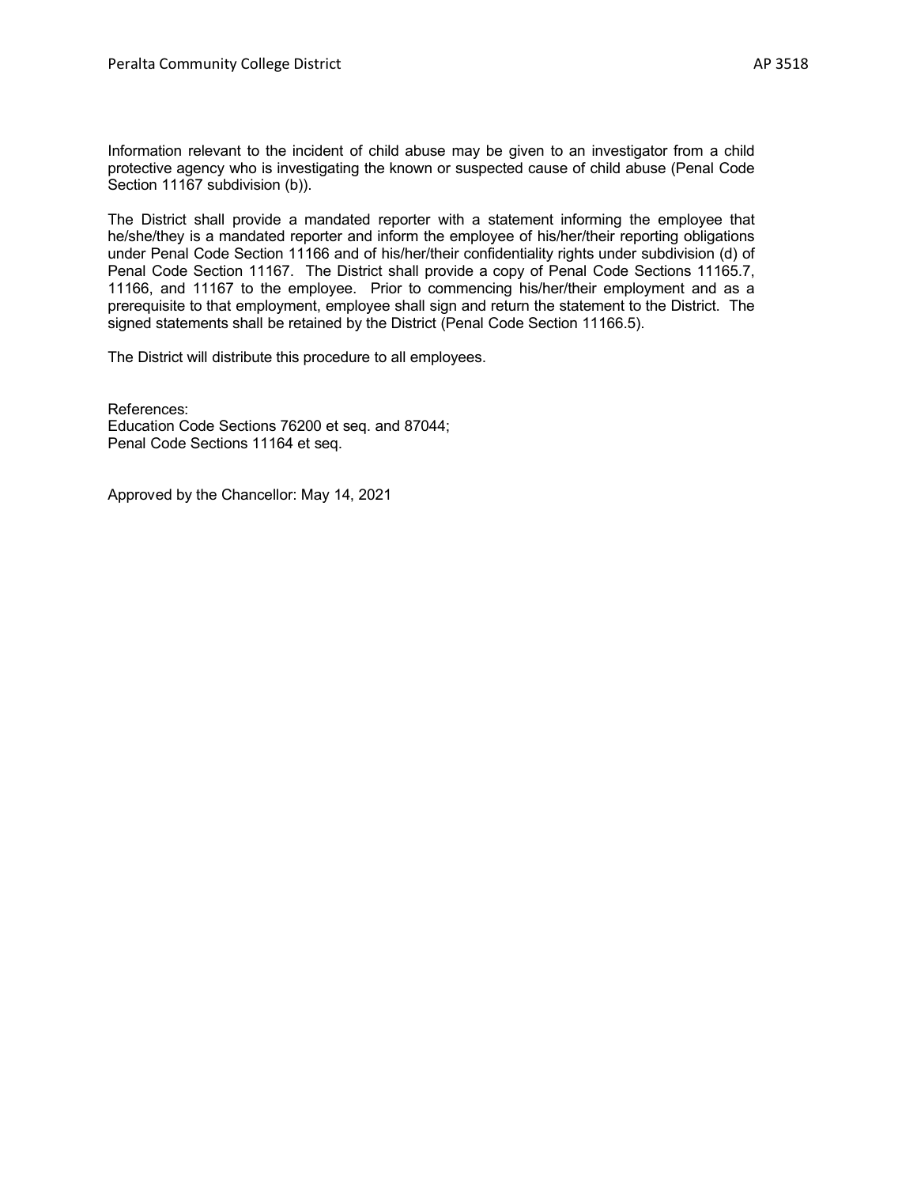Information relevant to the incident of child abuse may be given to an investigator from a child protective agency who is investigating the known or suspected cause of child abuse (Penal Code Section 11167 subdivision (b)).

The District shall provide a mandated reporter with a statement informing the employee that he/she/they is a mandated reporter and inform the employee of his/her/their reporting obligations under Penal Code Section 11166 and of his/her/their confidentiality rights under subdivision (d) of Penal Code Section 11167. The District shall provide a copy of Penal Code Sections 11165.7, 11166, and 11167 to the employee. Prior to commencing his/her/their employment and as a prerequisite to that employment, employee shall sign and return the statement to the District. The signed statements shall be retained by the District (Penal Code Section 11166.5).

The District will distribute this procedure to all employees.

References:
Education Code Sections 76200 et seq. and 87044;
Penal Code Sections 11164 et seq.

Approved by the Chancellor: May 14, 2021